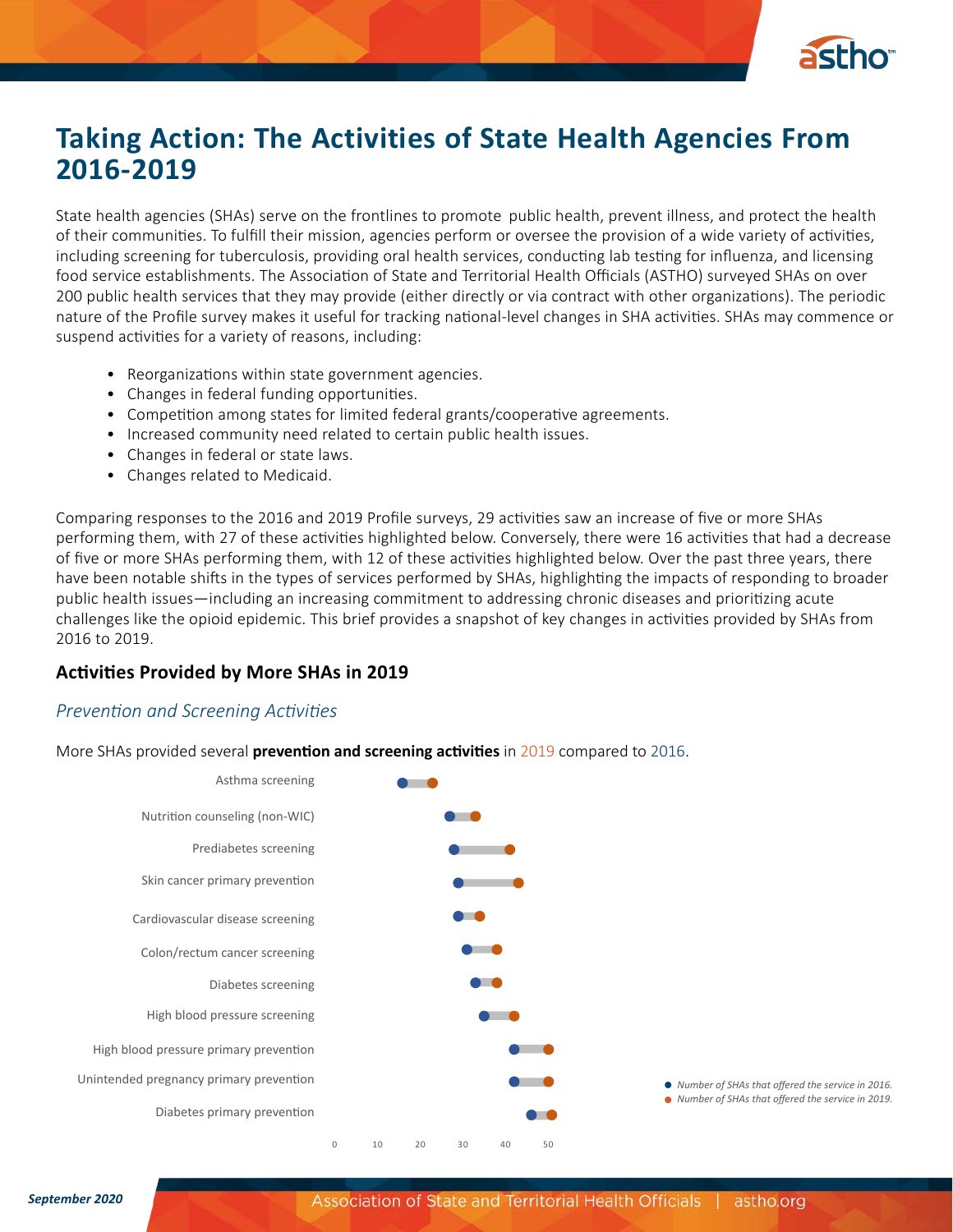# Taking Action: The Activities of State Health Agencies From 2016-2019

State health agencies (SHAs) serve on the frontlines to promote public health, prevent illness, and protect the health of their communities. To fulfill their mission, agencies perform or oversee the provision of a wide variety of activities, including screening for tuberculosis, providing oral health services, conducting lab testing for influenza, and licensing food service establishments. The Association of State and Territorial Health Officials (ASTHO) surveyed SHAs on over 200 public health services that they may provide (either directly or via contract with other organizations). The periodic nature of the Profile survey makes it useful for tracking national-level changes in SHA activities. SHAs may commence or suspend activities for a variety of reasons, including:

- Reorganizations within state government agencies.
- Changes in federal funding opportunities.
- Competition among states for limited federal grants/cooperative agreements.
- Increased community need related to certain public health issues.
- Changes in federal or state laws.
- Changes related to Medicaid.

Comparing responses to the 2016 and 2019 Profile surveys, 29 activities saw an increase of five or more SHAs performing them, with 27 of these activities highlighted below. Conversely, there were 16 activities that had a decrease of five or more SHAs performing them, with 12 of these activities highlighted below. Over the past three years, there have been notable shifts in the types of services performed by SHAs, highlighting the impacts of responding to broader public health issues—including an increasing commitment to addressing chronic diseases and prioritizing acute challenges like the opioid epidemic. This brief provides a snapshot of key changes in activities provided by SHAs from 2016 to 2019.

## Activities Provided by More SHAs in 2019

### *Prevention and Screening Activities*

More SHAs provided several **prevention and screening activities** in 2019 compared to 2016.

| Activity |
|---|
| Asthma screening |
| Nutrition counseling (non-WIC) |
| Prediabetes screening |
| Skin cancer primary prevention |
| Cardiovascular disease screening |
| Colon/rectum cancer screening |
| Diabetes screening |
| High blood pressure screening |
| High blood pressure primary prevention |
| Unintended pregnancy primary prevention |
| Diabetes primary prevention |

Axis: 0, 10, 20, 30, 40, 50

- *Number of SHAs that offered the service in 2016.*
- *Number of SHAs that offered the service in 2019.*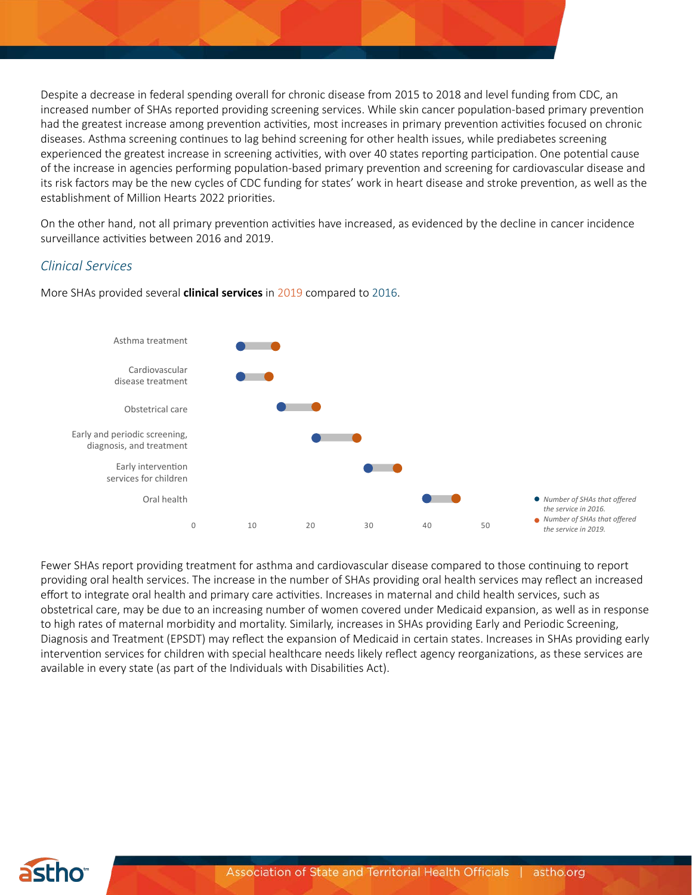Despite a decrease in federal spending overall for chronic disease from 2015 to 2018 and level funding from CDC, an increased number of SHAs reported providing screening services. While skin cancer population-based primary prevention had the greatest increase among prevention activities, most increases in primary prevention activities focused on chronic diseases. Asthma screening continues to lag behind screening for other health issues, while prediabetes screening experienced the greatest increase in screening activities, with over 40 states reporting participation. One potential cause of the increase in agencies performing population-based primary prevention and screening for cardiovascular disease and its risk factors may be the new cycles of CDC funding for states' work in heart disease and stroke prevention, as well as the establishment of Million Hearts 2022 priorities.

On the other hand, not all primary prevention activities have increased, as evidenced by the decline in cancer incidence surveillance activities between 2016 and 2019.

### *Clinical Services*

More SHAs provided several **clinical services** in 2019 compared to 2016.

Asthma treatment

Cardiovascular disease treatment

Obstetrical care

Early and periodic screening, diagnosis, and treatment

Early intervention services for children

Oral health

0 10 20 30 40 50

*Number of SHAs that offered the service in 2016.*

*Number of SHAs that offered the service in 2019.*

Fewer SHAs report providing treatment for asthma and cardiovascular disease compared to those continuing to report providing oral health services. The increase in the number of SHAs providing oral health services may reflect an increased effort to integrate oral health and primary care activities. Increases in maternal and child health services, such as obstetrical care, may be due to an increasing number of women covered under Medicaid expansion, as well as in response to high rates of maternal morbidity and mortality. Similarly, increases in SHAs providing Early and Periodic Screening, Diagnosis and Treatment (EPSDT) may reflect the expansion of Medicaid in certain states. Increases in SHAs providing early intervention services for children with special healthcare needs likely reflect agency reorganizations, as these services are available in every state (as part of the Individuals with Disabilities Act).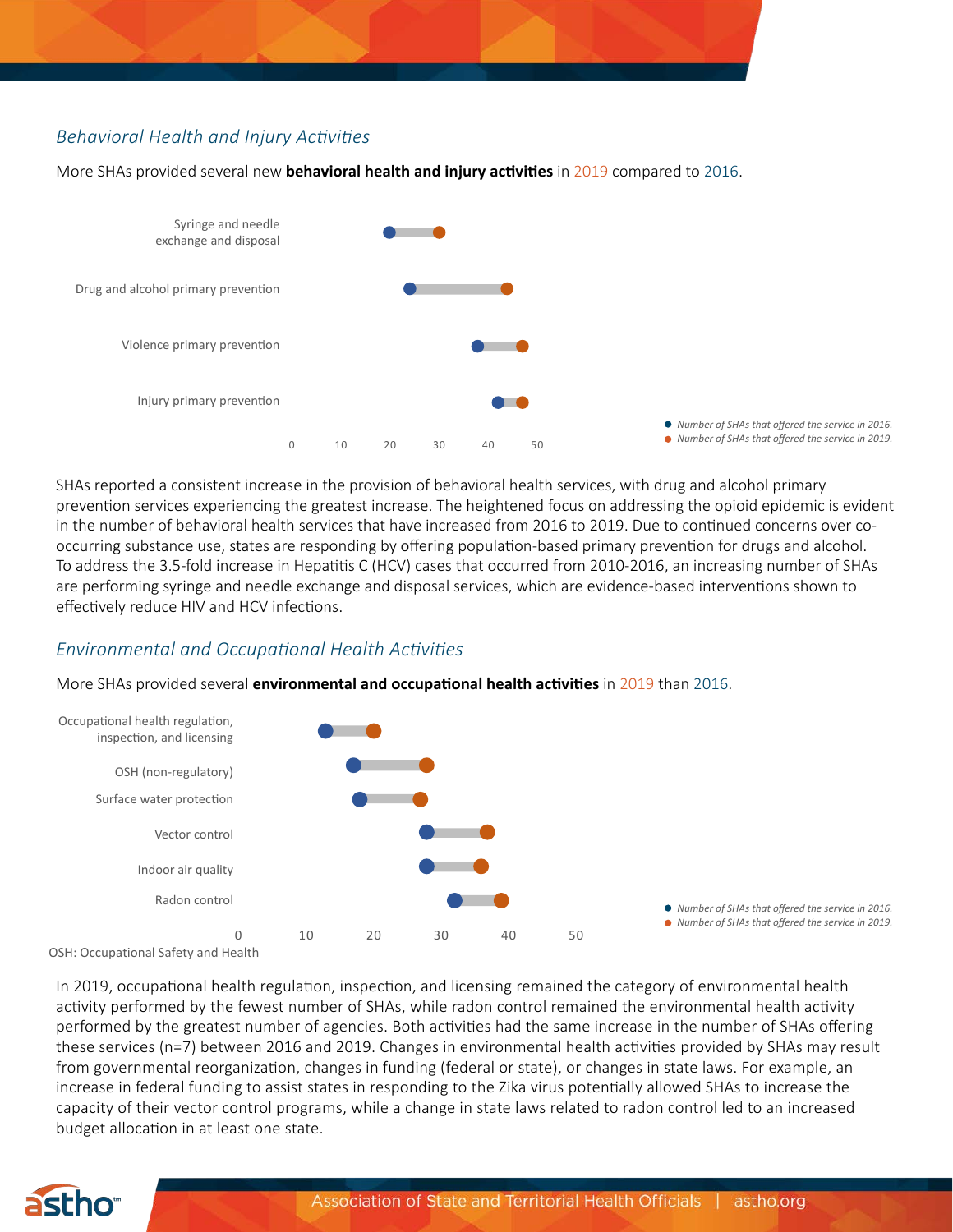## *Behavioral Health and Injury Activities*

More SHAs provided several new **behavioral health and injury activities** in 2019 compared to 2016.

Syringe and needle exchange and disposal

Drug and alcohol primary prevention

Violence primary prevention

Injury primary prevention

0 10 20 30 40 50

*Number of SHAs that offered the service in 2016.*
*Number of SHAs that offered the service in 2019.*

SHAs reported a consistent increase in the provision of behavioral health services, with drug and alcohol primary prevention services experiencing the greatest increase. The heightened focus on addressing the opioid epidemic is evident in the number of behavioral health services that have increased from 2016 to 2019. Due to continued concerns over co-occurring substance use, states are responding by offering population-based primary prevention for drugs and alcohol. To address the 3.5-fold increase in Hepatitis C (HCV) cases that occurred from 2010-2016, an increasing number of SHAs are performing syringe and needle exchange and disposal services, which are evidence-based interventions shown to effectively reduce HIV and HCV infections.

## *Environmental and Occupational Health Activities*

More SHAs provided several **environmental and occupational health activities** in 2019 than 2016.

Occupational health regulation, inspection, and licensing

OSH (non-regulatory)

Surface water protection

Vector control

Indoor air quality

Radon control

0 10 20 30 40 50

*Number of SHAs that offered the service in 2016.*
*Number of SHAs that offered the service in 2019.*

OSH: Occupational Safety and Health

In 2019, occupational health regulation, inspection, and licensing remained the category of environmental health activity performed by the fewest number of SHAs, while radon control remained the environmental health activity performed by the greatest number of agencies. Both activities had the same increase in the number of SHAs offering these services (n=7) between 2016 and 2019. Changes in environmental health activities provided by SHAs may result from governmental reorganization, changes in funding (federal or state), or changes in state laws. For example, an increase in federal funding to assist states in responding to the Zika virus potentially allowed SHAs to increase the capacity of their vector control programs, while a change in state laws related to radon control led to an increased budget allocation in at least one state.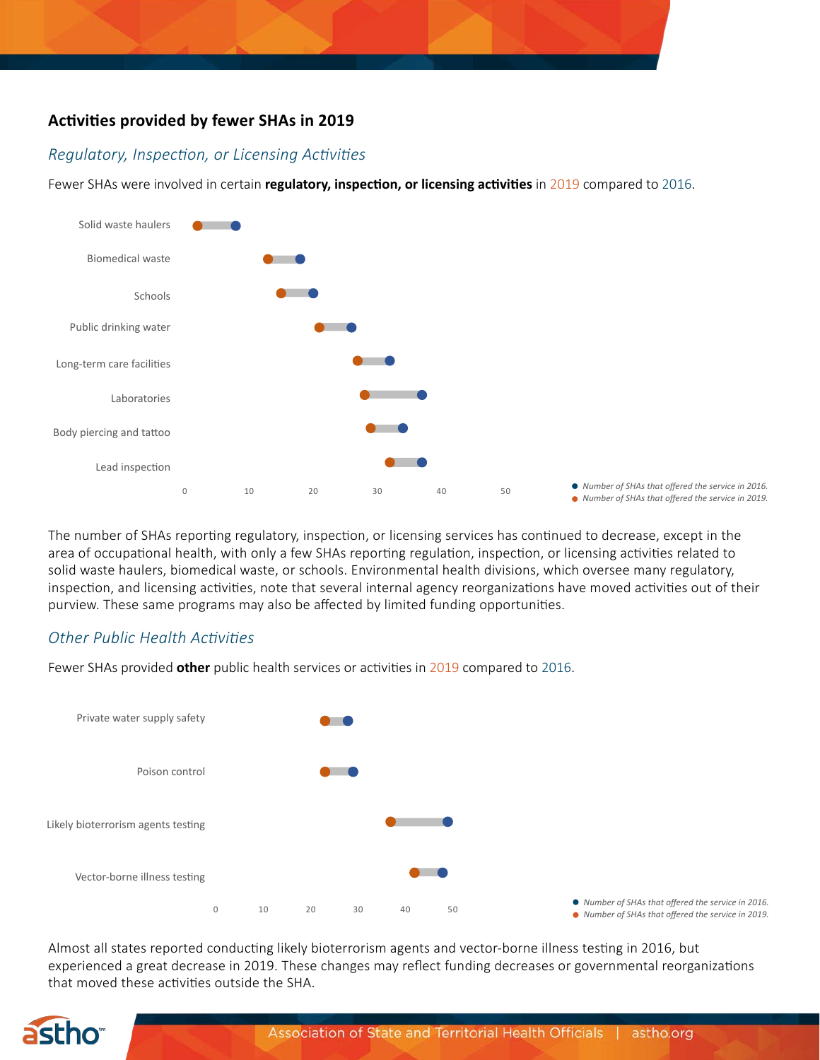## Activities provided by fewer SHAs in 2019

### *Regulatory, Inspection, or Licensing Activities*

Fewer SHAs were involved in certain **regulatory, inspection, or licensing activities** in 2019 compared to 2016.

Solid waste haulers

Biomedical waste

Schools

Public drinking water

Long-term care facilities

Laboratories

Body piercing and tattoo

Lead inspection

0 10 20 30 40 50

*Number of SHAs that offered the service in 2016.*
*Number of SHAs that offered the service in 2019.*

The number of SHAs reporting regulatory, inspection, or licensing services has continued to decrease, except in the area of occupational health, with only a few SHAs reporting regulation, inspection, or licensing activities related to solid waste haulers, biomedical waste, or schools. Environmental health divisions, which oversee many regulatory, inspection, and licensing activities, note that several internal agency reorganizations have moved activities out of their purview. These same programs may also be affected by limited funding opportunities.

### *Other Public Health Activities*

Fewer SHAs provided **other** public health services or activities in 2019 compared to 2016.

Private water supply safety

Poison control

Likely bioterrorism agents testing

Vector-borne illness testing

0 10 20 30 40 50

*Number of SHAs that offered the service in 2016.*
*Number of SHAs that offered the service in 2019.*

Almost all states reported conducting likely bioterrorism agents and vector-borne illness testing in 2016, but experienced a great decrease in 2019. These changes may reflect funding decreases or governmental reorganizations that moved these activities outside the SHA.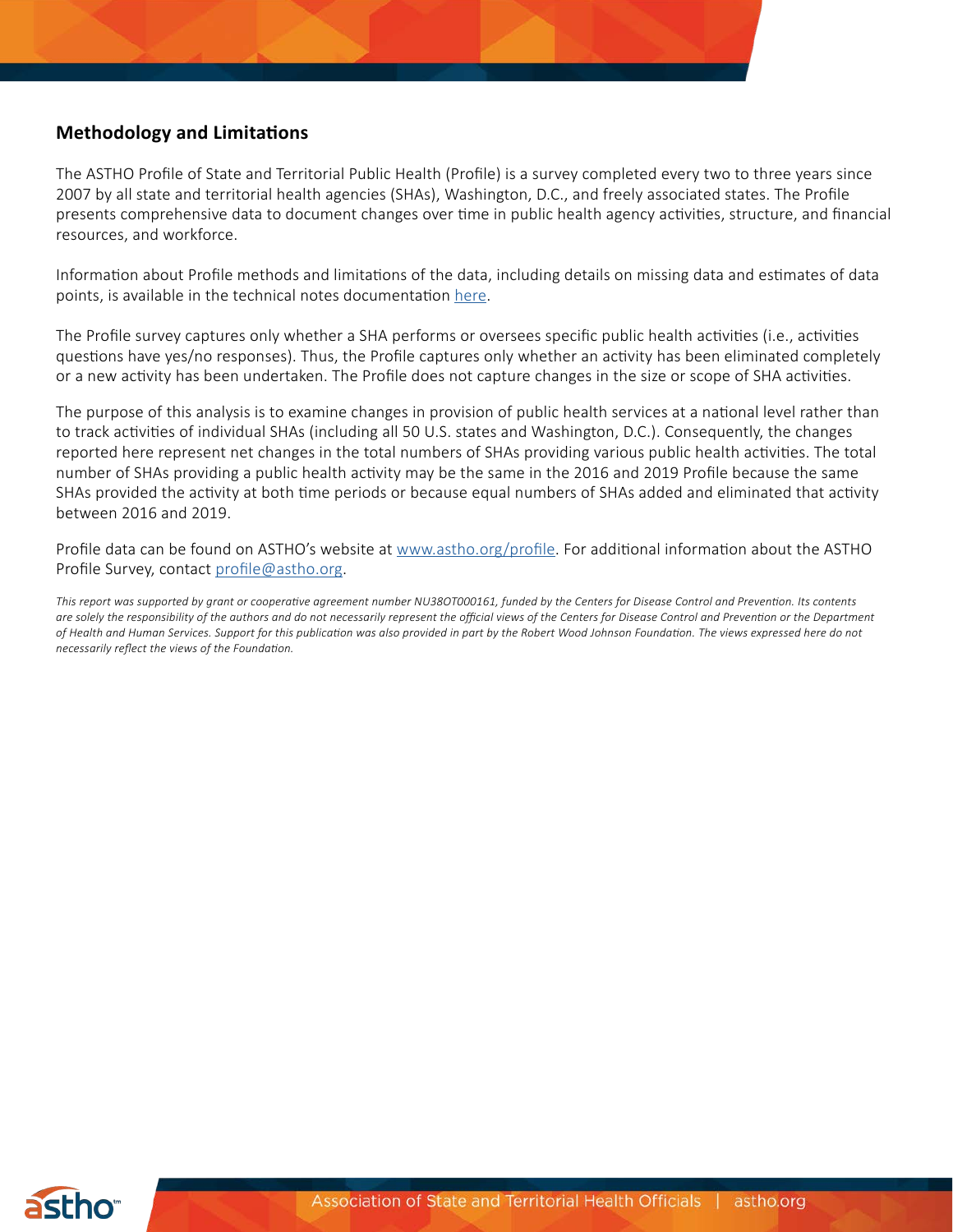## Methodology and Limitations

The ASTHO Profile of State and Territorial Public Health (Profile) is a survey completed every two to three years since 2007 by all state and territorial health agencies (SHAs), Washington, D.C., and freely associated states. The Profile presents comprehensive data to document changes over time in public health agency activities, structure, and financial resources, and workforce.

Information about Profile methods and limitations of the data, including details on missing data and estimates of data points, is available in the technical notes documentation here.

The Profile survey captures only whether a SHA performs or oversees specific public health activities (i.e., activities questions have yes/no responses). Thus, the Profile captures only whether an activity has been eliminated completely or a new activity has been undertaken. The Profile does not capture changes in the size or scope of SHA activities.

The purpose of this analysis is to examine changes in provision of public health services at a national level rather than to track activities of individual SHAs (including all 50 U.S. states and Washington, D.C.). Consequently, the changes reported here represent net changes in the total numbers of SHAs providing various public health activities. The total number of SHAs providing a public health activity may be the same in the 2016 and 2019 Profile because the same SHAs provided the activity at both time periods or because equal numbers of SHAs added and eliminated that activity between 2016 and 2019.

Profile data can be found on ASTHO's website at www.astho.org/profile. For additional information about the ASTHO Profile Survey, contact profile@astho.org.

*This report was supported by grant or cooperative agreement number NU38OT000161, funded by the Centers for Disease Control and Prevention. Its contents are solely the responsibility of the authors and do not necessarily represent the official views of the Centers for Disease Control and Prevention or the Department of Health and Human Services. Support for this publication was also provided in part by the Robert Wood Johnson Foundation. The views expressed here do not necessarily reflect the views of the Foundation.*